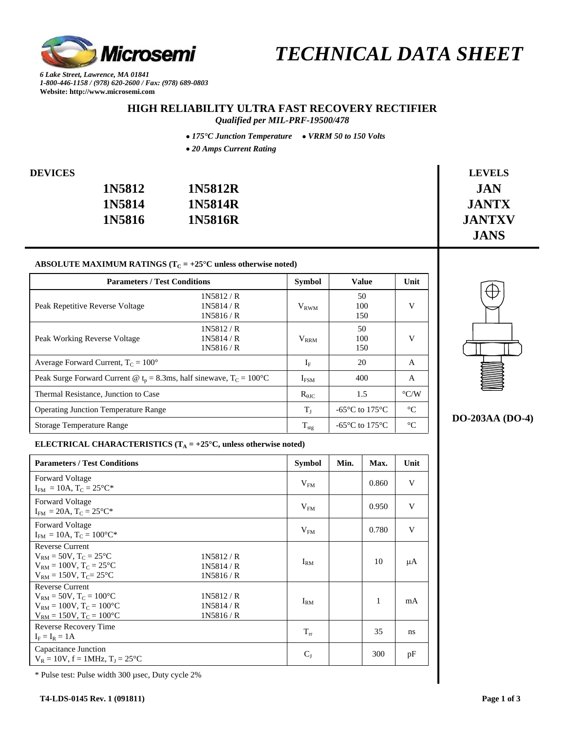# TECHNICAL DATA SHEET

*6 Lake Street, Lawrence, MA 01841*
*1-800-446-1158 / (978) 620-2600 / Fax: (978) 689-0803*
**Website: http://www.microsemi.com**

## HIGH RELIABILITY ULTRA FAST RECOVERY RECTIFIER

*Qualified per MIL-PRF-19500/478*

- *175°C Junction Temperature*
- *VRRM 50 to 150 Volts*
- *20 Amps Current Rating*

**DEVICES**

| | |
|---|---|
| **1N5812** | **1N5812R** |
| **1N5814** | **1N5814R** |
| **1N5816** | **1N5816R** |

**LEVELS**

**JAN**
**JANTX**
**JANTXV**
**JANS**

**DO-203AA (DO-4)**

**ABSOLUTE MAXIMUM RATINGS ($T_C$ = +25°C unless otherwise noted)**

| Parameters / Test Conditions | | Symbol | Value | Unit |
|---|---|---|---|---|
| Peak Repetitive Reverse Voltage | 1N5812 / R<br>1N5814 / R<br>1N5816 / R | $V_{RWM}$ | 50<br>100<br>150 | V |
| Peak Working Reverse Voltage | 1N5812 / R<br>1N5814 / R<br>1N5816 / R | $V_{RRM}$ | 50<br>100<br>150 | V |
| Average Forward Current, $T_C$ = 100° | | $I_F$ | 20 | A |
| Peak Surge Forward Current @ $t_p$ = 8.3ms, half sinewave, $T_C$ = 100°C | | $I_{FSM}$ | 400 | A |
| Thermal Resistance, Junction to Case | | $R_{\theta JC}$ | 1.5 | °C/W |
| Operating Junction Temperature Range | | $T_J$ | -65°C to 175°C | °C |
| Storage Temperature Range | | $T_{stg}$ | -65°C to 175°C | °C |

**ELECTRICAL CHARACTERISTICS ($T_A$ = +25°C, unless otherwise noted)**

| Parameters / Test Conditions | | Symbol | Min. | Max. | Unit |
|---|---|---|---|---|---|
| Forward Voltage<br>$I_{FM}$ = 10A, $T_C$ = 25°C* | | $V_{FM}$ | | 0.860 | V |
| Forward Voltage<br>$I_{FM}$ = 20A, $T_C$ = 25°C* | | $V_{FM}$ | | 0.950 | V |
| Forward Voltage<br>$I_{FM}$ = 10A, $T_C$ = 100°C* | | $V_{FM}$ | | 0.780 | V |
| Reverse Current<br>$V_{RM}$ = 50V, $T_C$ = 25°C<br>$V_{RM}$ = 100V, $T_C$ = 25°C<br>$V_{RM}$ = 150V, $T_C$= 25°C | 1N5812 / R<br>1N5814 / R<br>1N5816 / R | $I_{RM}$ | | 10 | μA |
| Reverse Current<br>$V_{RM}$ = 50V, $T_C$ = 100°C<br>$V_{RM}$ = 100V, $T_C$ = 100°C<br>$V_{RM}$ = 150V, $T_C$ = 100°C | 1N5812 / R<br>1N5814 / R<br>1N5816 / R | $I_{RM}$ | | 1 | mA |
| Reverse Recovery Time<br>$I_F$ = $I_R$ = 1A | | $T_{rr}$ | | 35 | ns |
| Capacitance Junction<br>$V_R$ = 10V, f = 1MHz, $T_J$ = 25°C | | $C_J$ | | 300 | pF |

\* Pulse test: Pulse width 300 μsec, Duty cycle 2%

**T4-LDS-0145 Rev. 1 (091811)**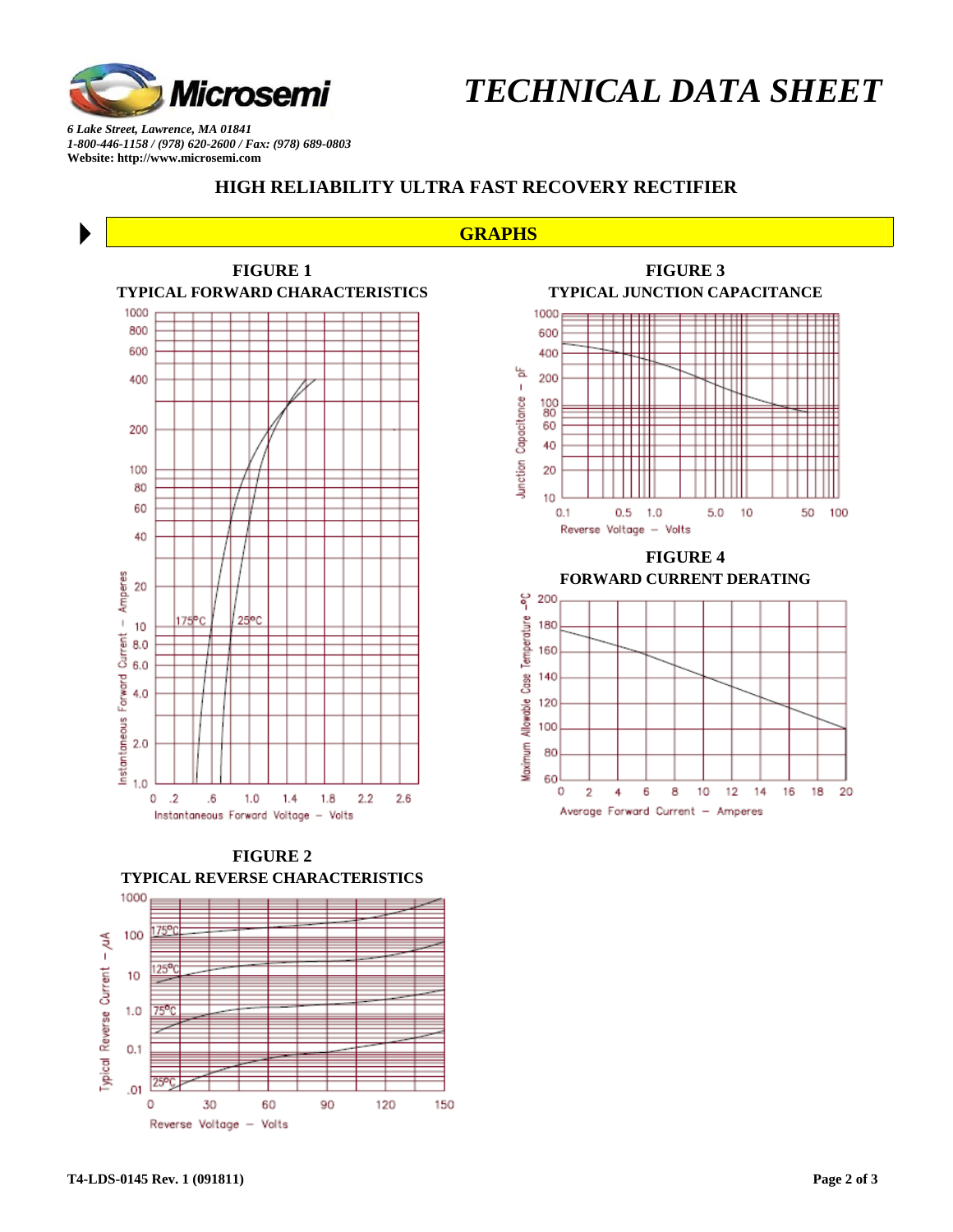# TECHNICAL DATA SHEET

*6 Lake Street, Lawrence, MA 01841*
*1-800-446-1158 / (978) 620-2600 / Fax: (978) 689-0803*
**Website: http://www.microsemi.com**

## HIGH RELIABILITY ULTRA FAST RECOVERY RECTIFIER

## GRAPHS

**FIGURE 1**
**TYPICAL FORWARD CHARACTERISTICS**

**FIGURE 3**
**TYPICAL JUNCTION CAPACITANCE**

**FIGURE 4**
**FORWARD CURRENT DERATING**

**FIGURE 2**
**TYPICAL REVERSE CHARACTERISTICS**

**T4-LDS-0145 Rev. 1 (091811)**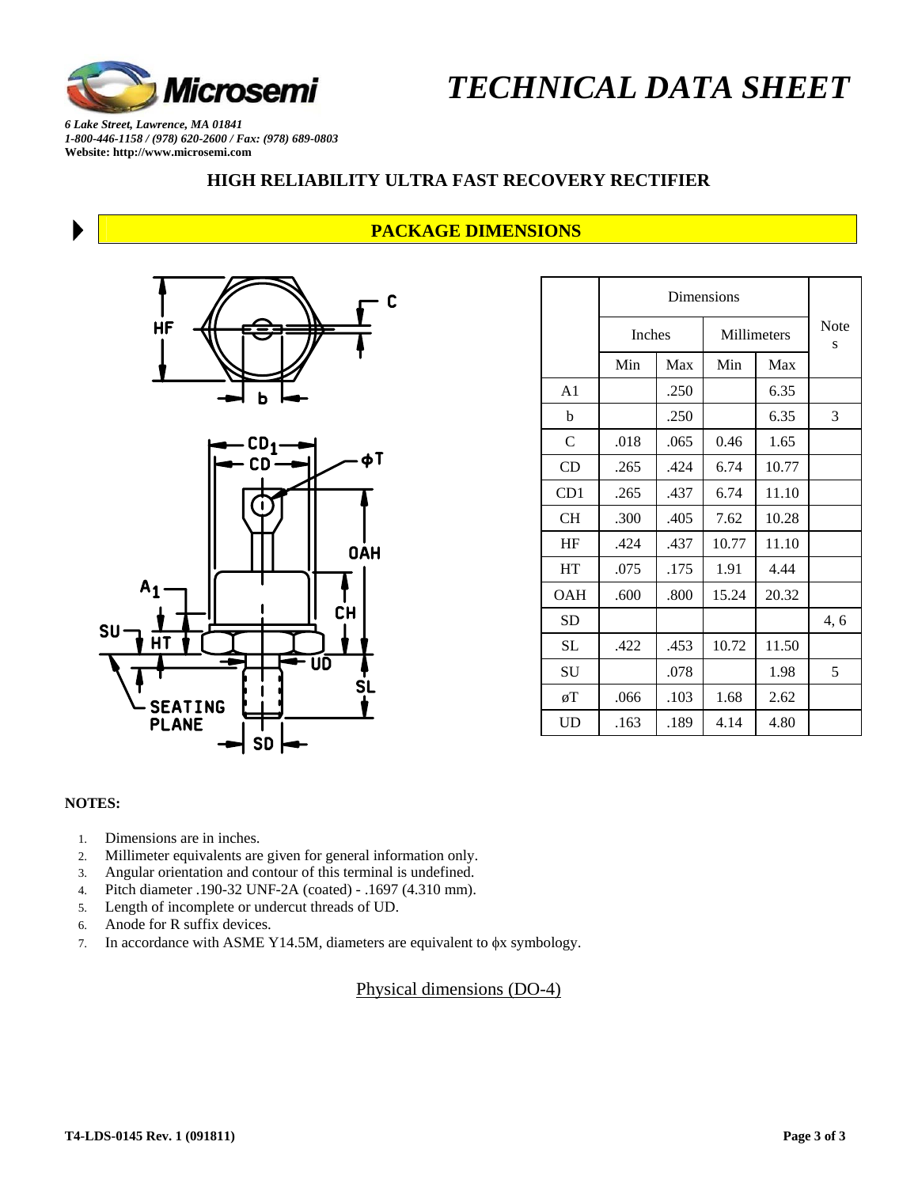# TECHNICAL DATA SHEET

*6 Lake Street, Lawrence, MA 01841*
*1-800-446-1158 / (978) 620-2600 / Fax: (978) 689-0803*
**Website: http://www.microsemi.com**

## HIGH RELIABILITY ULTRA FAST RECOVERY RECTIFIER

### PACKAGE DIMENSIONS

| | Dimensions | | | | Notes |
|---|---|---|---|---|---|
| | Inches | | Millimeters | | |
| | Min | Max | Min | Max | |
| A1 | | .250 | | 6.35 | |
| b | | .250 | | 6.35 | 3 |
| C | .018 | .065 | 0.46 | 1.65 | |
| CD | .265 | .424 | 6.74 | 10.77 | |
| CD1 | .265 | .437 | 6.74 | 11.10 | |
| CH | .300 | .405 | 7.62 | 10.28 | |
| HF | .424 | .437 | 10.77 | 11.10 | |
| HT | .075 | .175 | 1.91 | 4.44 | |
| OAH | .600 | .800 | 15.24 | 20.32 | |
| SD | | | | | 4, 6 |
| SL | .422 | .453 | 10.72 | 11.50 | |
| SU | | .078 | | 1.98 | 5 |
| øT | .066 | .103 | 1.68 | 2.62 | |
| UD | .163 | .189 | 4.14 | 4.80 | |

**NOTES:**

1. Dimensions are in inches.
2. Millimeter equivalents are given for general information only.
3. Angular orientation and contour of this terminal is undefined.
4. Pitch diameter .190-32 UNF-2A (coated) - .1697 (4.310 mm).
5. Length of incomplete or undercut threads of UD.
6. Anode for R suffix devices.
7. In accordance with ASME Y14.5M, diameters are equivalent to ϕx symbology.

Physical dimensions (DO-4)

T4-LDS-0145 Rev. 1 (091811)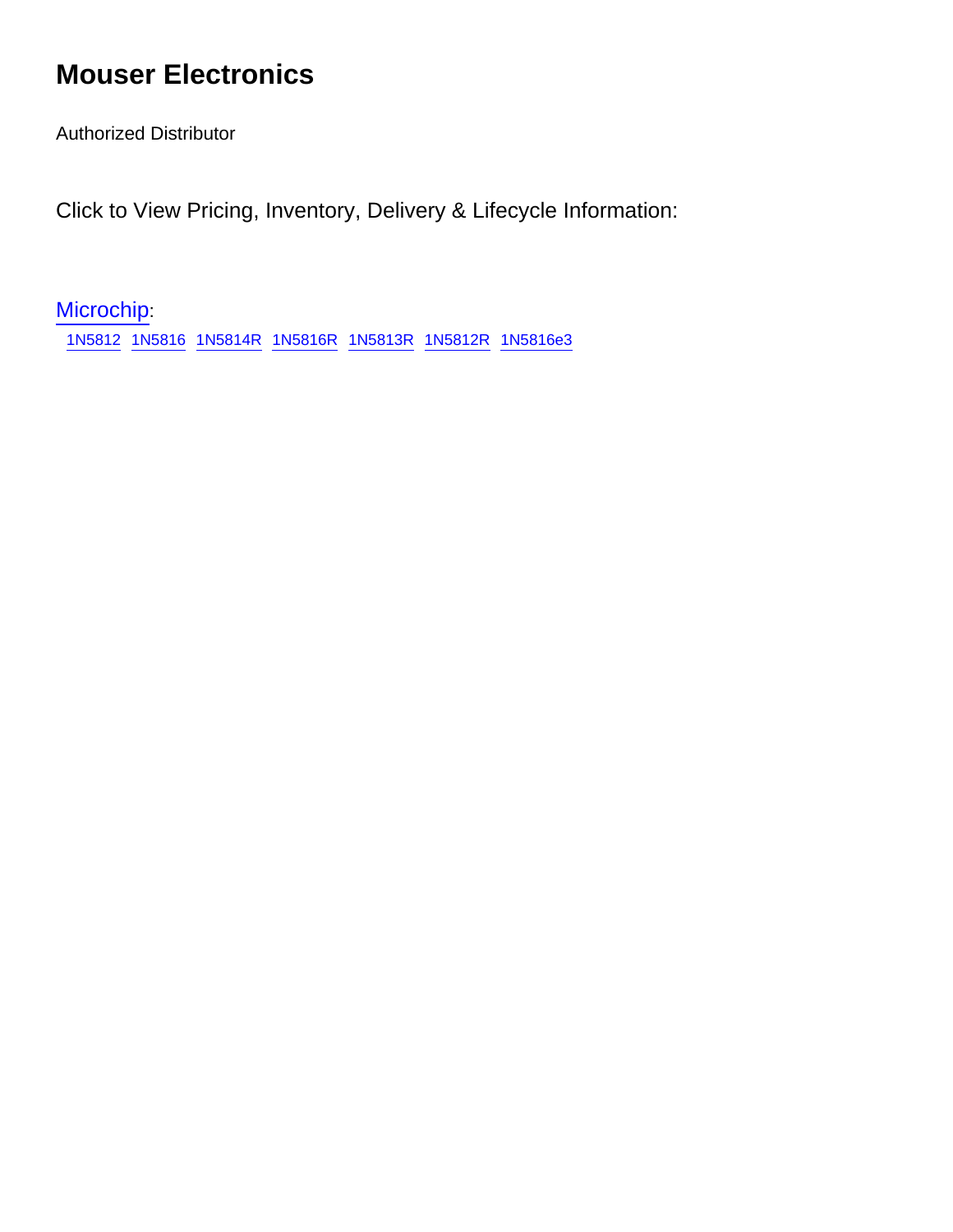# Mouser Electronics

Authorized Distributor

Click to View Pricing, Inventory, Delivery & Lifecycle Information:

Microchip:

1N5812 1N5816 1N5814R 1N5816R 1N5813R 1N5812R 1N5816e3